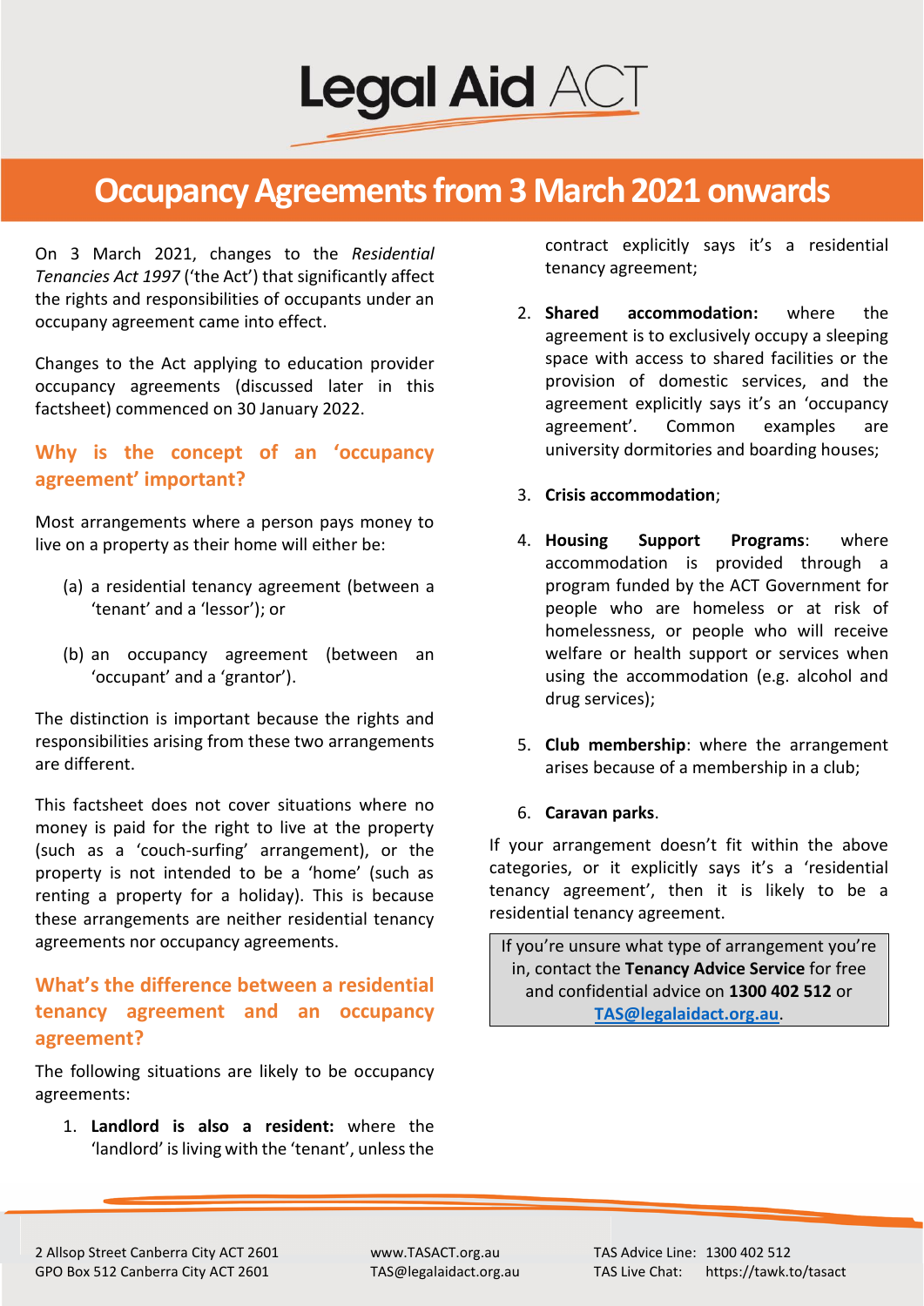# Occupancy Agreements from 3 March 2021 onwards

On 3 March 2021, changes to the *Residential Tenancies Act 1997* ('the Act') that significantly affect the rights and responsibilities of occupants under an occupany agreement came into effect.

Changes to the Act applying to education provider occupancy agreements (discussed later in this factsheet) commenced on 30 January 2022.

## Why is the concept of an 'occupancy agreement' important?

Most arrangements where a person pays money to live on a property as their home will either be:

(a) a residential tenancy agreement (between a 'tenant' and a 'lessor'); or

(b) an occupancy agreement (between an 'occupant' and a 'grantor').

The distinction is important because the rights and responsibilities arising from these two arrangements are different.

This factsheet does not cover situations where no money is paid for the right to live at the property (such as a 'couch-surfing' arrangement), or the property is not intended to be a 'home' (such as renting a property for a holiday). This is because these arrangements are neither residential tenancy agreements nor occupancy agreements.

## What's the difference between a residential tenancy agreement and an occupancy agreement?

The following situations are likely to be occupancy agreements:

1. **Landlord is also a resident:** where the 'landlord' is living with the 'tenant', unless the contract explicitly says it's a residential tenancy agreement;
2. **Shared accommodation:** where the agreement is to exclusively occupy a sleeping space with access to shared facilities or the provision of domestic services, and the agreement explicitly says it's an 'occupancy agreement'. Common examples are university dormitories and boarding houses;
3. **Crisis accommodation**;
4. **Housing Support Programs**: where accommodation is provided through a program funded by the ACT Government for people who are homeless or at risk of homelessness, or people who will receive welfare or health support or services when using the accommodation (e.g. alcohol and drug services);
5. **Club membership**: where the arrangement arises because of a membership in a club;
6. **Caravan parks**.

If your arrangement doesn't fit within the above categories, or it explicitly says it's a 'residential tenancy agreement', then it is likely to be a residential tenancy agreement.

If you're unsure what type of arrangement you're in, contact the **Tenancy Advice Service** for free and confidential advice on **1300 402 512** or **TAS@legalaidact.org.au**.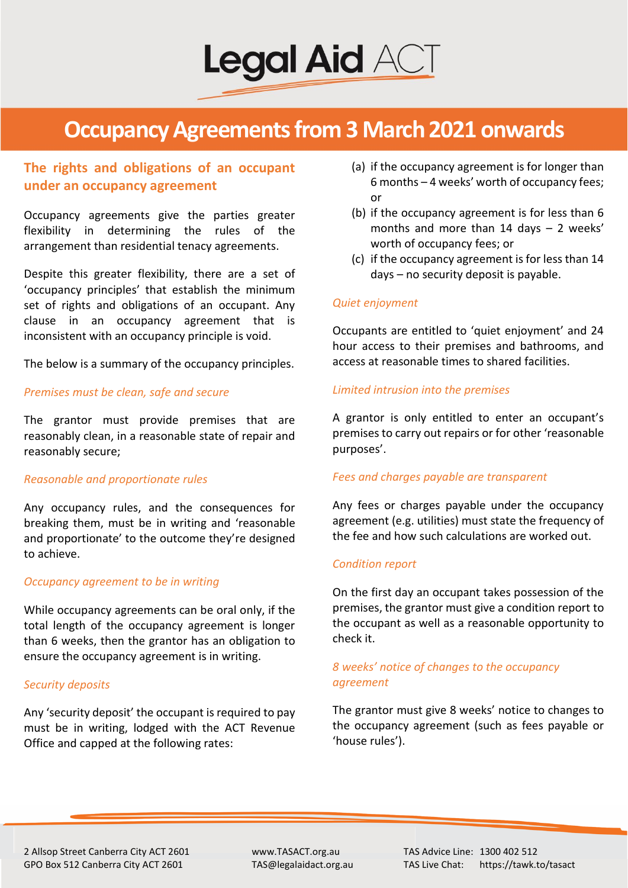# Occupancy Agreements from 3 March 2021 onwards

## The rights and obligations of an occupant under an occupancy agreement

Occupancy agreements give the parties greater flexibility in determining the rules of the arrangement than residential tenacy agreements.

Despite this greater flexibility, there are a set of 'occupancy principles' that establish the minimum set of rights and obligations of an occupant. Any clause in an occupancy agreement that is inconsistent with an occupancy principle is void.

The below is a summary of the occupancy principles.

### *Premises must be clean, safe and secure*

The grantor must provide premises that are reasonably clean, in a reasonable state of repair and reasonably secure;

### *Reasonable and proportionate rules*

Any occupancy rules, and the consequences for breaking them, must be in writing and 'reasonable and proportionate' to the outcome they're designed to achieve.

### *Occupancy agreement to be in writing*

While occupancy agreements can be oral only, if the total length of the occupancy agreement is longer than 6 weeks, then the grantor has an obligation to ensure the occupancy agreement is in writing.

### *Security deposits*

Any 'security deposit' the occupant is required to pay must be in writing, lodged with the ACT Revenue Office and capped at the following rates:

(a) if the occupancy agreement is for longer than 6 months – 4 weeks' worth of occupancy fees; or

(b) if the occupancy agreement is for less than 6 months and more than 14 days – 2 weeks' worth of occupancy fees; or

(c) if the occupancy agreement is for less than 14 days – no security deposit is payable.

### *Quiet enjoyment*

Occupants are entitled to 'quiet enjoyment' and 24 hour access to their premises and bathrooms, and access at reasonable times to shared facilities.

### *Limited intrusion into the premises*

A grantor is only entitled to enter an occupant's premises to carry out repairs or for other 'reasonable purposes'.

### *Fees and charges payable are transparent*

Any fees or charges payable under the occupancy agreement (e.g. utilities) must state the frequency of the fee and how such calculations are worked out.

### *Condition report*

On the first day an occupant takes possession of the premises, the grantor must give a condition report to the occupant as well as a reasonable opportunity to check it.

### *8 weeks' notice of changes to the occupancy agreement*

The grantor must give 8 weeks' notice to changes to the occupancy agreement (such as fees payable or 'house rules').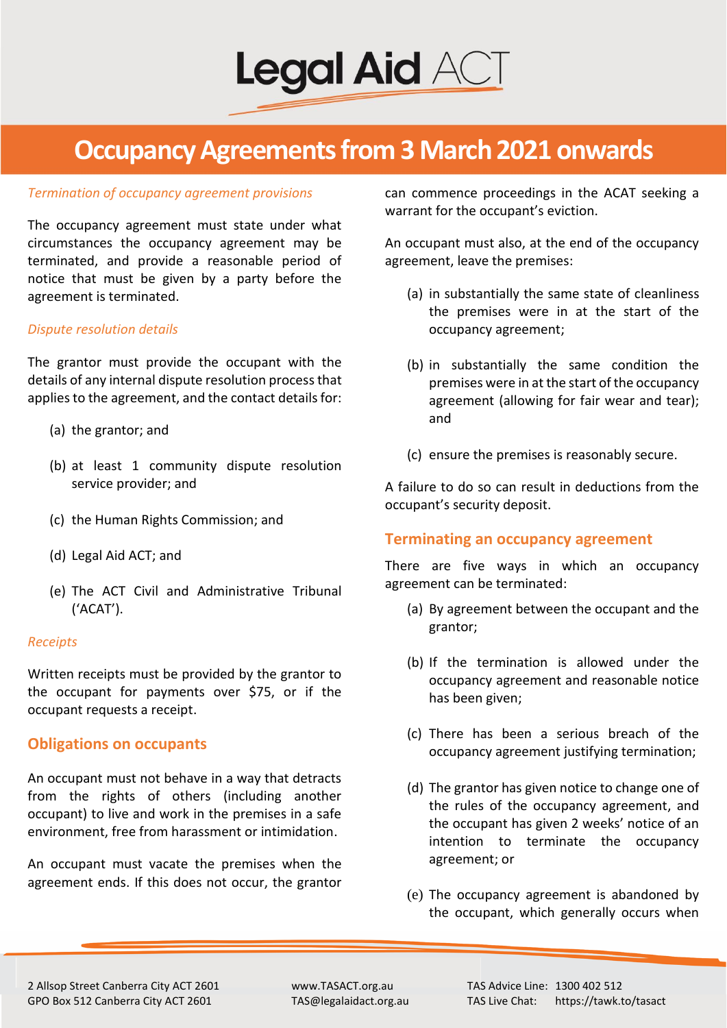# Occupancy Agreements from 3 March 2021 onwards

*Termination of occupancy agreement provisions*

The occupancy agreement must state under what circumstances the occupancy agreement may be terminated, and provide a reasonable period of notice that must be given by a party before the agreement is terminated.

*Dispute resolution details*

The grantor must provide the occupant with the details of any internal dispute resolution process that applies to the agreement, and the contact details for:

(a) the grantor; and

(b) at least 1 community dispute resolution service provider; and

(c) the Human Rights Commission; and

(d) Legal Aid ACT; and

(e) The ACT Civil and Administrative Tribunal ('ACAT').

*Receipts*

Written receipts must be provided by the grantor to the occupant for payments over $75, or if the occupant requests a receipt.

## Obligations on occupants

An occupant must not behave in a way that detracts from the rights of others (including another occupant) to live and work in the premises in a safe environment, free from harassment or intimidation.

An occupant must vacate the premises when the agreement ends. If this does not occur, the grantor can commence proceedings in the ACAT seeking a warrant for the occupant's eviction.

An occupant must also, at the end of the occupancy agreement, leave the premises:

(a) in substantially the same state of cleanliness the premises were in at the start of the occupancy agreement;

(b) in substantially the same condition the premises were in at the start of the occupancy agreement (allowing for fair wear and tear); and

(c) ensure the premises is reasonably secure.

A failure to do so can result in deductions from the occupant's security deposit.

## Terminating an occupancy agreement

There are five ways in which an occupancy agreement can be terminated:

(a) By agreement between the occupant and the grantor;

(b) If the termination is allowed under the occupancy agreement and reasonable notice has been given;

(c) There has been a serious breach of the occupancy agreement justifying termination;

(d) The grantor has given notice to change one of the rules of the occupancy agreement, and the occupant has given 2 weeks' notice of an intention to terminate the occupancy agreement; or

(e) The occupancy agreement is abandoned by the occupant, which generally occurs when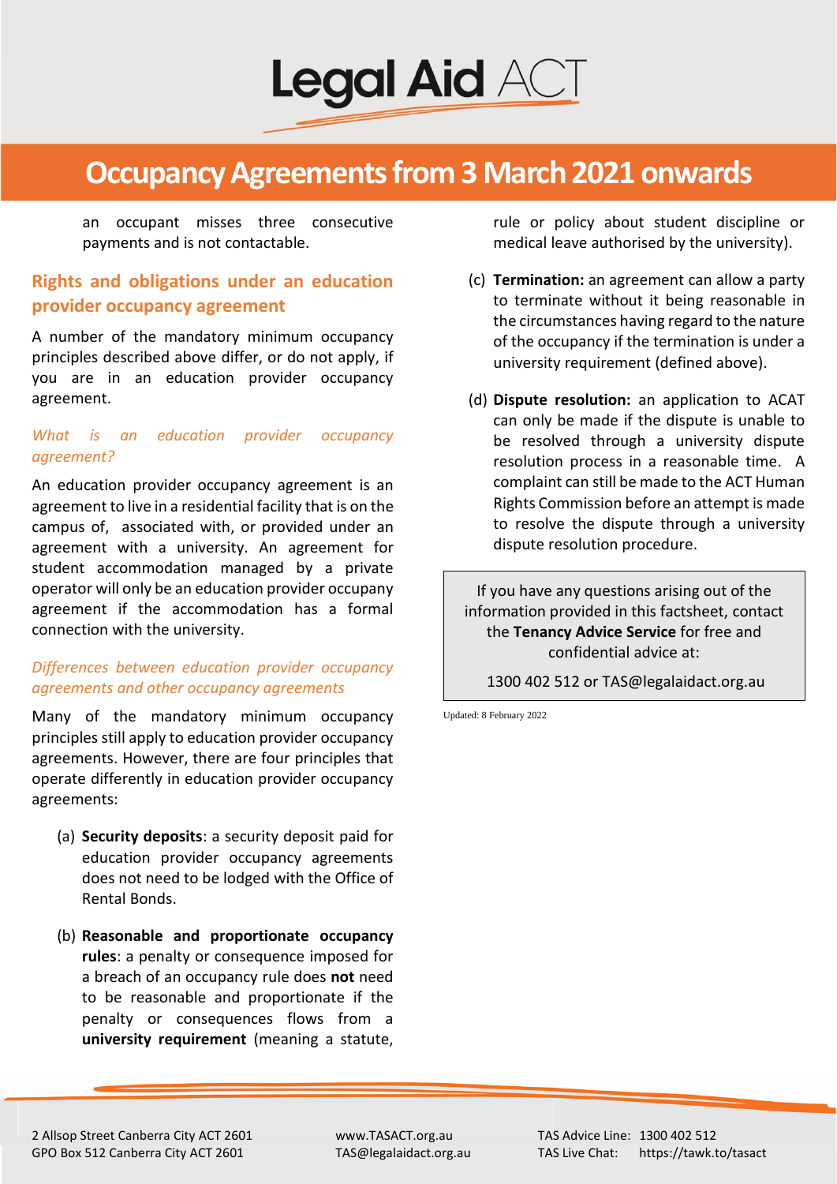an occupant misses three consecutive payments and is not contactable.

## Rights and obligations under an education provider occupancy agreement

A number of the mandatory minimum occupancy principles described above differ, or do not apply, if you are in an education provider occupancy agreement.

### *What is an education provider occupancy agreement?*

An education provider occupancy agreement is an agreement to live in a residential facility that is on the campus of, associated with, or provided under an agreement with a university. An agreement for student accommodation managed by a private operator will only be an education provider occupany agreement if the accommodation has a formal connection with the university.

### *Differences between education provider occupancy agreements and other occupancy agreements*

Many of the mandatory minimum occupancy principles still apply to education provider occupancy agreements. However, there are four principles that operate differently in education provider occupancy agreements:

(a) **Security deposits**: a security deposit paid for education provider occupancy agreements does not need to be lodged with the Office of Rental Bonds.

(b) **Reasonable and proportionate occupancy rules**: a penalty or consequence imposed for a breach of an occupancy rule does **not** need to be reasonable and proportionate if the penalty or consequences flows from a **university requirement** (meaning a statute, rule or policy about student discipline or medical leave authorised by the university).

(c) **Termination:** an agreement can allow a party to terminate without it being reasonable in the circumstances having regard to the nature of the occupancy if the termination is under a university requirement (defined above).

(d) **Dispute resolution:** an application to ACAT can only be made if the dispute is unable to be resolved through a university dispute resolution process in a reasonable time. A complaint can still be made to the ACT Human Rights Commission before an attempt is made to resolve the dispute through a university dispute resolution procedure.

If you have any questions arising out of the information provided in this factsheet, contact the **Tenancy Advice Service** for free and confidential advice at:

1300 402 512 or TAS@legalaidact.org.au

Updated: 8 February 2022